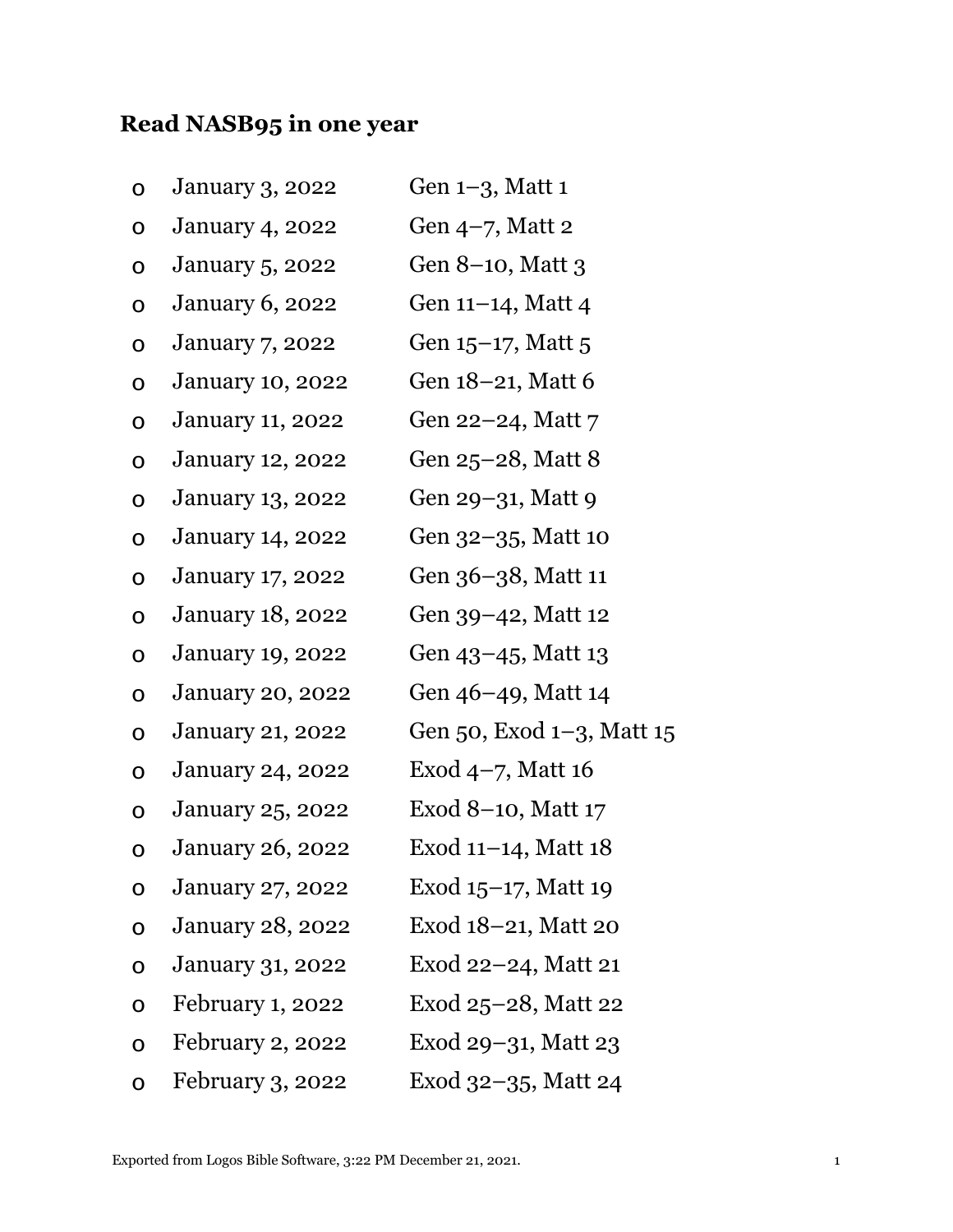**Read NASB95 in one year**

- January 3, 2022 Gen 1–3, Matt 1
- January 4, 2022 Gen 4–7, Matt 2
- January 5, 2022 Gen 8–10, Matt 3
- January 6, 2022 Gen 11–14, Matt 4
- January 7, 2022 Gen 15–17, Matt 5
- January 10, 2022 Gen 18–21, Matt 6
- January 11, 2022 Gen 22–24, Matt 7
- January 12, 2022 Gen 25–28, Matt 8
- January 13, 2022 Gen 29–31, Matt 9
- January 14, 2022 Gen 32–35, Matt 10
- January 17, 2022 Gen 36–38, Matt 11
- January 18, 2022 Gen 39–42, Matt 12
- January 19, 2022 Gen 43–45, Matt 13
- January 20, 2022 Gen 46–49, Matt 14
- January 21, 2022 Gen 50, Exod 1–3, Matt 15
- January 24, 2022 Exod 4–7, Matt 16
- January 25, 2022 Exod 8–10, Matt 17
- January 26, 2022 Exod 11–14, Matt 18
- January 27, 2022 Exod 15–17, Matt 19
- January 28, 2022 Exod 18–21, Matt 20
- January 31, 2022 Exod 22–24, Matt 21
- February 1, 2022 Exod 25–28, Matt 22
- February 2, 2022 Exod 29–31, Matt 23
- February 3, 2022 Exod 32–35, Matt 24

Exported from Logos Bible Software, 3:22 PM December 21, 2021.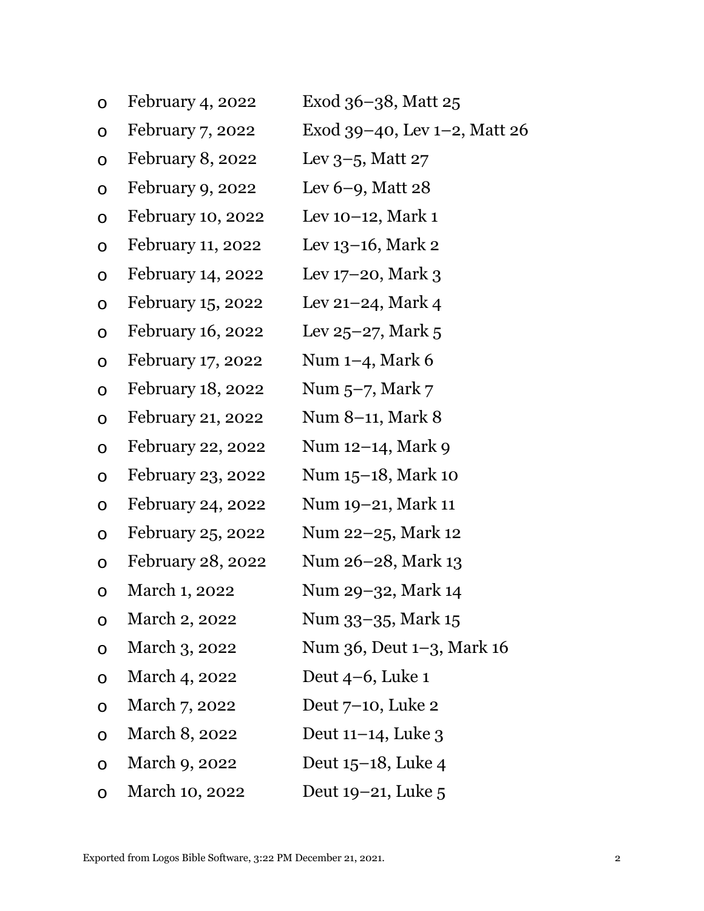- February 4, 2022 — Exod 36–38, Matt 25
- February 7, 2022 — Exod 39–40, Lev 1–2, Matt 26
- February 8, 2022 — Lev 3–5, Matt 27
- February 9, 2022 — Lev 6–9, Matt 28
- February 10, 2022 — Lev 10–12, Mark 1
- February 11, 2022 — Lev 13–16, Mark 2
- February 14, 2022 — Lev 17–20, Mark 3
- February 15, 2022 — Lev 21–24, Mark 4
- February 16, 2022 — Lev 25–27, Mark 5
- February 17, 2022 — Num 1–4, Mark 6
- February 18, 2022 — Num 5–7, Mark 7
- February 21, 2022 — Num 8–11, Mark 8
- February 22, 2022 — Num 12–14, Mark 9
- February 23, 2022 — Num 15–18, Mark 10
- February 24, 2022 — Num 19–21, Mark 11
- February 25, 2022 — Num 22–25, Mark 12
- February 28, 2022 — Num 26–28, Mark 13
- March 1, 2022 — Num 29–32, Mark 14
- March 2, 2022 — Num 33–35, Mark 15
- March 3, 2022 — Num 36, Deut 1–3, Mark 16
- March 4, 2022 — Deut 4–6, Luke 1
- March 7, 2022 — Deut 7–10, Luke 2
- March 8, 2022 — Deut 11–14, Luke 3
- March 9, 2022 — Deut 15–18, Luke 4
- March 10, 2022 — Deut 19–21, Luke 5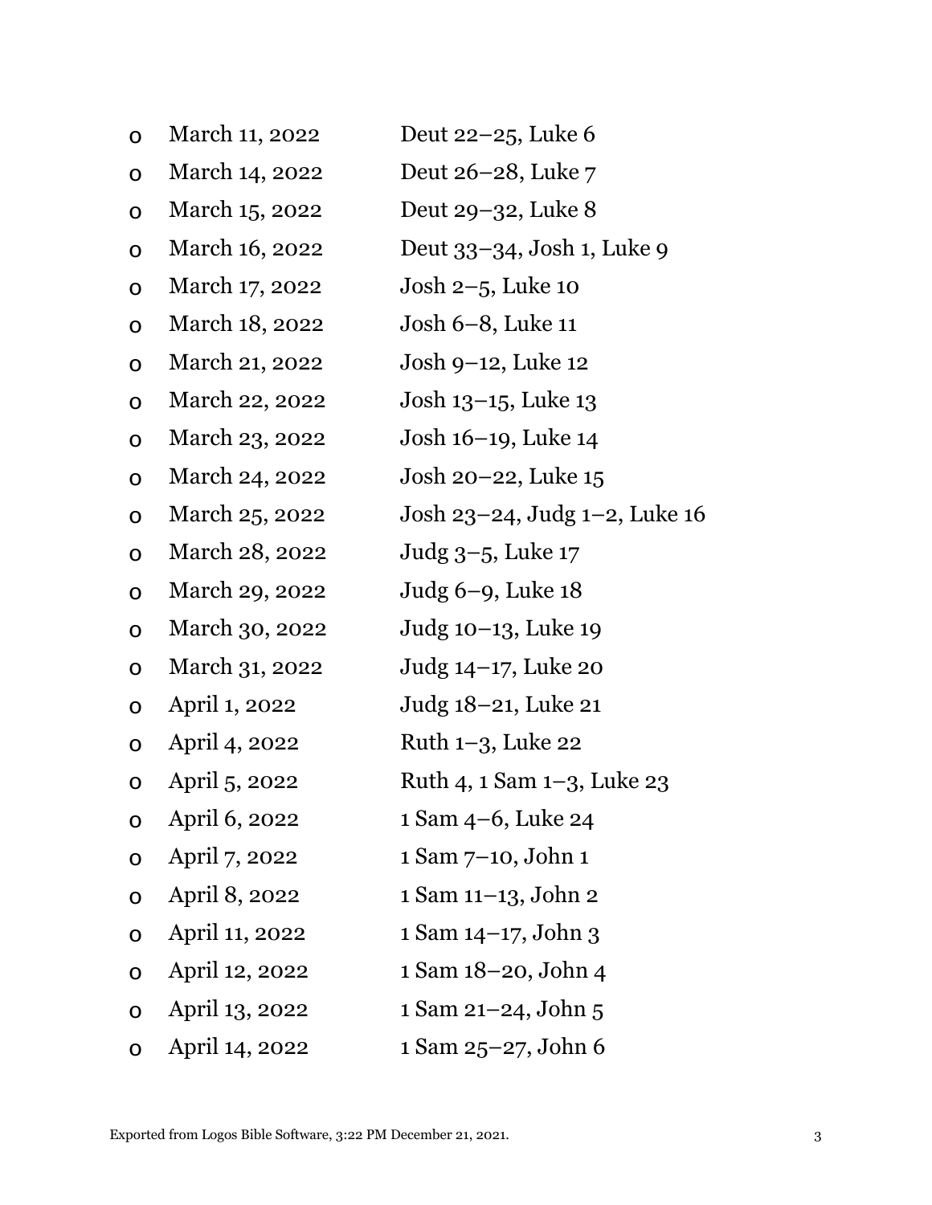- March 11, 2022 Deut 22–25, Luke 6
- March 14, 2022 Deut 26–28, Luke 7
- March 15, 2022 Deut 29–32, Luke 8
- March 16, 2022 Deut 33–34, Josh 1, Luke 9
- March 17, 2022 Josh 2–5, Luke 10
- March 18, 2022 Josh 6–8, Luke 11
- March 21, 2022 Josh 9–12, Luke 12
- March 22, 2022 Josh 13–15, Luke 13
- March 23, 2022 Josh 16–19, Luke 14
- March 24, 2022 Josh 20–22, Luke 15
- March 25, 2022 Josh 23–24, Judg 1–2, Luke 16
- March 28, 2022 Judg 3–5, Luke 17
- March 29, 2022 Judg 6–9, Luke 18
- March 30, 2022 Judg 10–13, Luke 19
- March 31, 2022 Judg 14–17, Luke 20
- April 1, 2022 Judg 18–21, Luke 21
- April 4, 2022 Ruth 1–3, Luke 22
- April 5, 2022 Ruth 4, 1 Sam 1–3, Luke 23
- April 6, 2022 1 Sam 4–6, Luke 24
- April 7, 2022 1 Sam 7–10, John 1
- April 8, 2022 1 Sam 11–13, John 2
- April 11, 2022 1 Sam 14–17, John 3
- April 12, 2022 1 Sam 18–20, John 4
- April 13, 2022 1 Sam 21–24, John 5
- April 14, 2022 1 Sam 25–27, John 6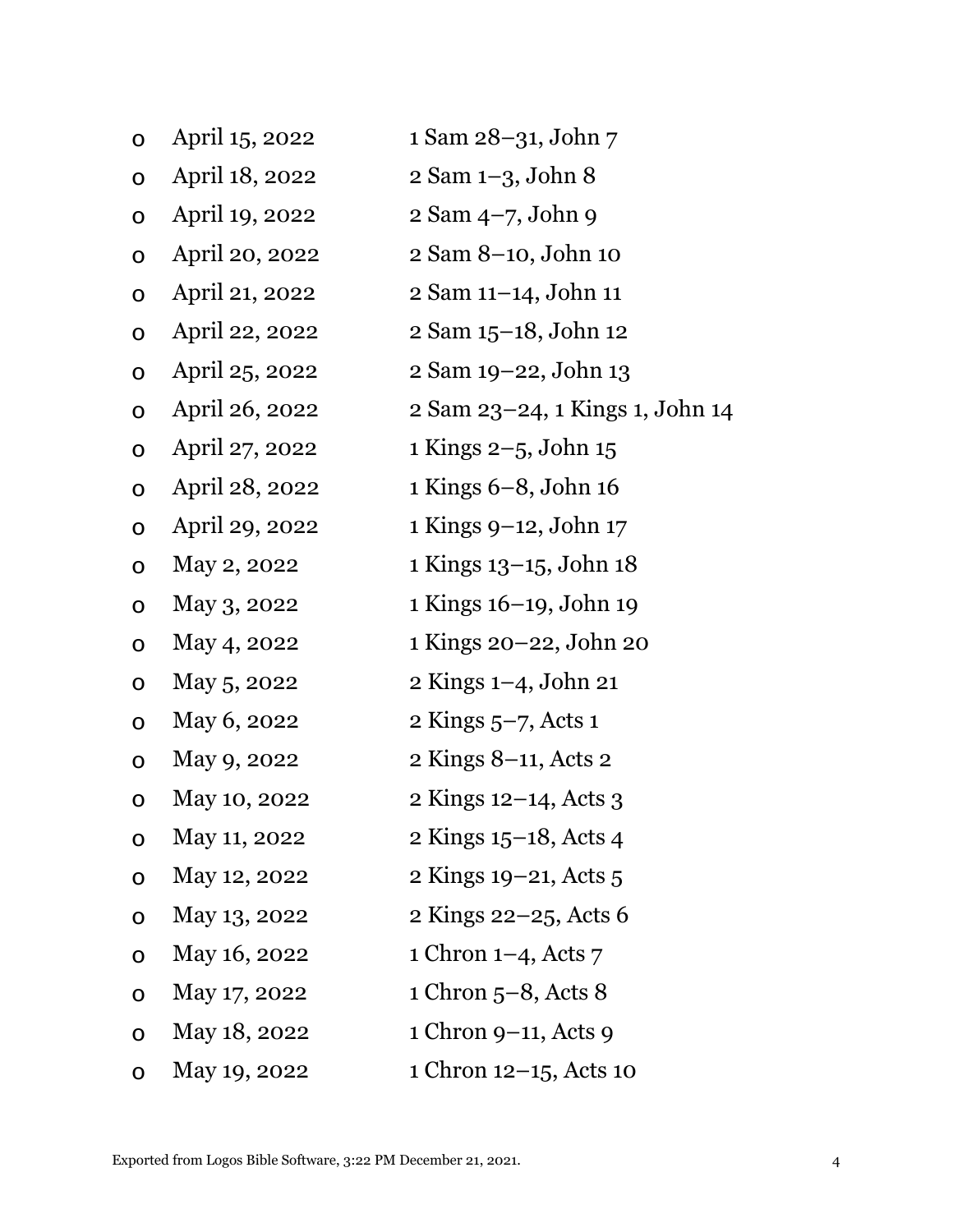- April 15, 2022 1 Sam 28–31, John 7
- April 18, 2022 2 Sam 1–3, John 8
- April 19, 2022 2 Sam 4–7, John 9
- April 20, 2022 2 Sam 8–10, John 10
- April 21, 2022 2 Sam 11–14, John 11
- April 22, 2022 2 Sam 15–18, John 12
- April 25, 2022 2 Sam 19–22, John 13
- April 26, 2022 2 Sam 23–24, 1 Kings 1, John 14
- April 27, 2022 1 Kings 2–5, John 15
- April 28, 2022 1 Kings 6–8, John 16
- April 29, 2022 1 Kings 9–12, John 17
- May 2, 2022 1 Kings 13–15, John 18
- May 3, 2022 1 Kings 16–19, John 19
- May 4, 2022 1 Kings 20–22, John 20
- May 5, 2022 2 Kings 1–4, John 21
- May 6, 2022 2 Kings 5–7, Acts 1
- May 9, 2022 2 Kings 8–11, Acts 2
- May 10, 2022 2 Kings 12–14, Acts 3
- May 11, 2022 2 Kings 15–18, Acts 4
- May 12, 2022 2 Kings 19–21, Acts 5
- May 13, 2022 2 Kings 22–25, Acts 6
- May 16, 2022 1 Chron 1–4, Acts 7
- May 17, 2022 1 Chron 5–8, Acts 8
- May 18, 2022 1 Chron 9–11, Acts 9
- May 19, 2022 1 Chron 12–15, Acts 10

Exported from Logos Bible Software, 3:22 PM December 21, 2021.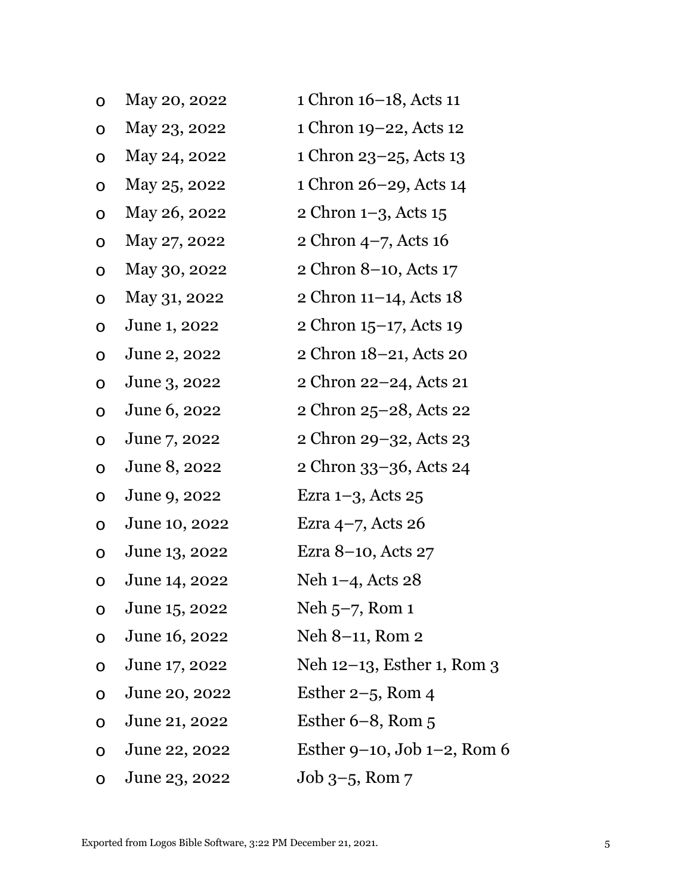- May 20, 2022 1 Chron 16–18, Acts 11
- May 23, 2022 1 Chron 19–22, Acts 12
- May 24, 2022 1 Chron 23–25, Acts 13
- May 25, 2022 1 Chron 26–29, Acts 14
- May 26, 2022 2 Chron 1–3, Acts 15
- May 27, 2022 2 Chron 4–7, Acts 16
- May 30, 2022 2 Chron 8–10, Acts 17
- May 31, 2022 2 Chron 11–14, Acts 18
- June 1, 2022 2 Chron 15–17, Acts 19
- June 2, 2022 2 Chron 18–21, Acts 20
- June 3, 2022 2 Chron 22–24, Acts 21
- June 6, 2022 2 Chron 25–28, Acts 22
- June 7, 2022 2 Chron 29–32, Acts 23
- June 8, 2022 2 Chron 33–36, Acts 24
- June 9, 2022 Ezra 1–3, Acts 25
- June 10, 2022 Ezra 4–7, Acts 26
- June 13, 2022 Ezra 8–10, Acts 27
- June 14, 2022 Neh 1–4, Acts 28
- June 15, 2022 Neh 5–7, Rom 1
- June 16, 2022 Neh 8–11, Rom 2
- June 17, 2022 Neh 12–13, Esther 1, Rom 3
- June 20, 2022 Esther 2–5, Rom 4
- June 21, 2022 Esther 6–8, Rom 5
- June 22, 2022 Esther 9–10, Job 1–2, Rom 6
- June 23, 2022 Job 3–5, Rom 7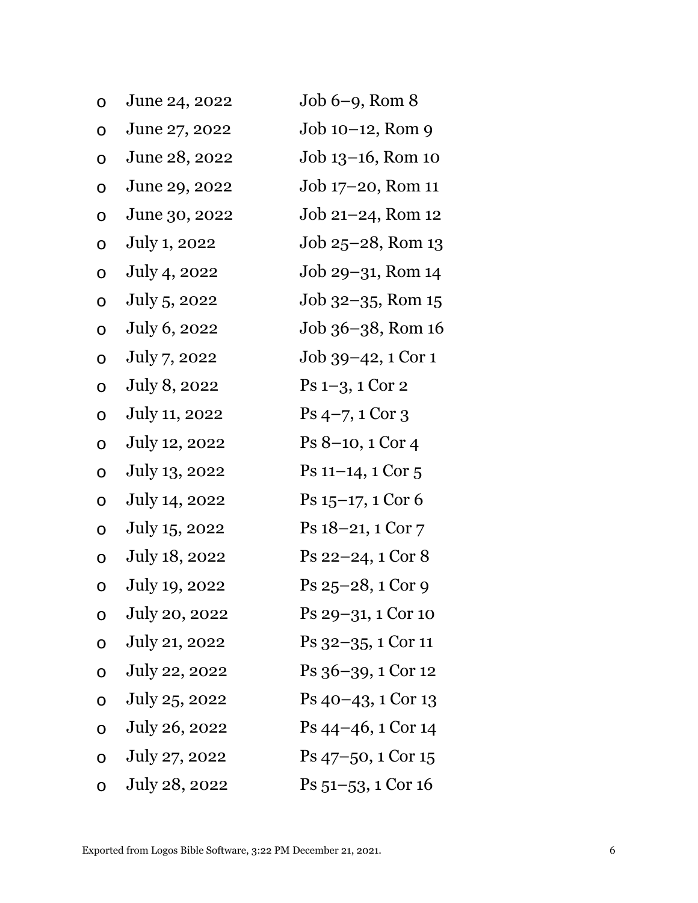- June 24, 2022 — Job 6–9, Rom 8
- June 27, 2022 — Job 10–12, Rom 9
- June 28, 2022 — Job 13–16, Rom 10
- June 29, 2022 — Job 17–20, Rom 11
- June 30, 2022 — Job 21–24, Rom 12
- July 1, 2022 — Job 25–28, Rom 13
- July 4, 2022 — Job 29–31, Rom 14
- July 5, 2022 — Job 32–35, Rom 15
- July 6, 2022 — Job 36–38, Rom 16
- July 7, 2022 — Job 39–42, 1 Cor 1
- July 8, 2022 — Ps 1–3, 1 Cor 2
- July 11, 2022 — Ps 4–7, 1 Cor 3
- July 12, 2022 — Ps 8–10, 1 Cor 4
- July 13, 2022 — Ps 11–14, 1 Cor 5
- July 14, 2022 — Ps 15–17, 1 Cor 6
- July 15, 2022 — Ps 18–21, 1 Cor 7
- July 18, 2022 — Ps 22–24, 1 Cor 8
- July 19, 2022 — Ps 25–28, 1 Cor 9
- July 20, 2022 — Ps 29–31, 1 Cor 10
- July 21, 2022 — Ps 32–35, 1 Cor 11
- July 22, 2022 — Ps 36–39, 1 Cor 12
- July 25, 2022 — Ps 40–43, 1 Cor 13
- July 26, 2022 — Ps 44–46, 1 Cor 14
- July 27, 2022 — Ps 47–50, 1 Cor 15
- July 28, 2022 — Ps 51–53, 1 Cor 16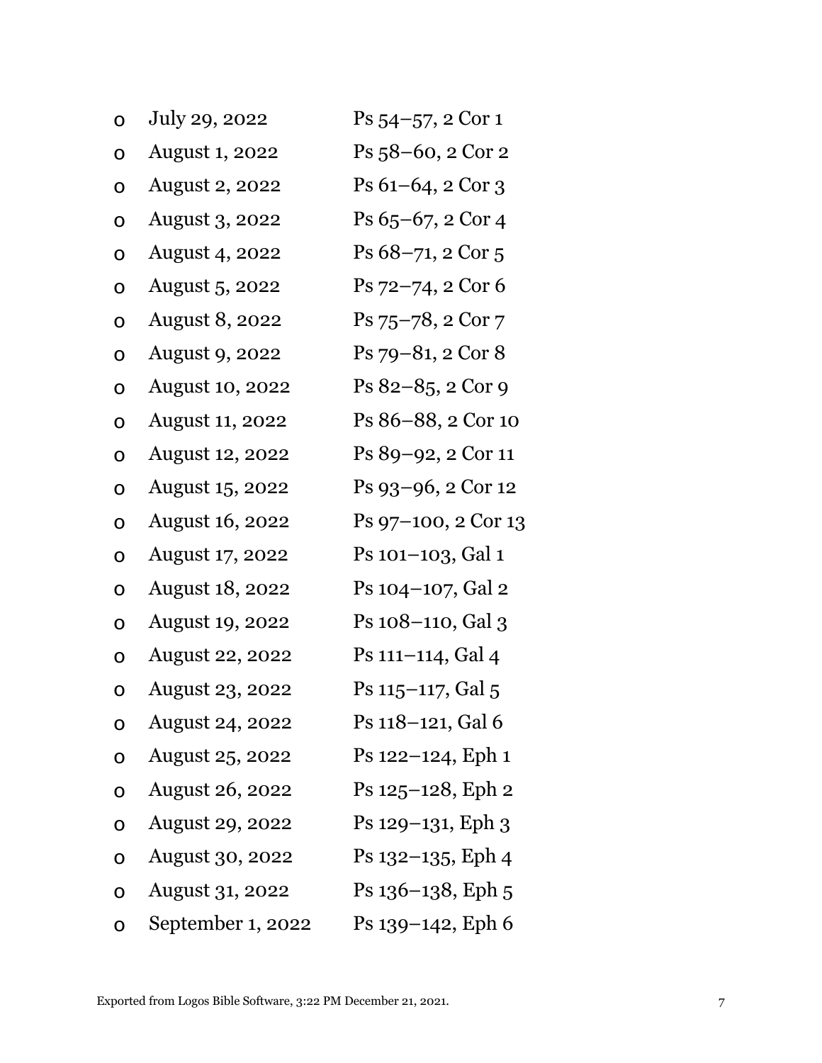- July 29, 2022 — Ps 54–57, 2 Cor 1
- August 1, 2022 — Ps 58–60, 2 Cor 2
- August 2, 2022 — Ps 61–64, 2 Cor 3
- August 3, 2022 — Ps 65–67, 2 Cor 4
- August 4, 2022 — Ps 68–71, 2 Cor 5
- August 5, 2022 — Ps 72–74, 2 Cor 6
- August 8, 2022 — Ps 75–78, 2 Cor 7
- August 9, 2022 — Ps 79–81, 2 Cor 8
- August 10, 2022 — Ps 82–85, 2 Cor 9
- August 11, 2022 — Ps 86–88, 2 Cor 10
- August 12, 2022 — Ps 89–92, 2 Cor 11
- August 15, 2022 — Ps 93–96, 2 Cor 12
- August 16, 2022 — Ps 97–100, 2 Cor 13
- August 17, 2022 — Ps 101–103, Gal 1
- August 18, 2022 — Ps 104–107, Gal 2
- August 19, 2022 — Ps 108–110, Gal 3
- August 22, 2022 — Ps 111–114, Gal 4
- August 23, 2022 — Ps 115–117, Gal 5
- August 24, 2022 — Ps 118–121, Gal 6
- August 25, 2022 — Ps 122–124, Eph 1
- August 26, 2022 — Ps 125–128, Eph 2
- August 29, 2022 — Ps 129–131, Eph 3
- August 30, 2022 — Ps 132–135, Eph 4
- August 31, 2022 — Ps 136–138, Eph 5
- September 1, 2022 — Ps 139–142, Eph 6

Exported from Logos Bible Software, 3:22 PM December 21, 2021.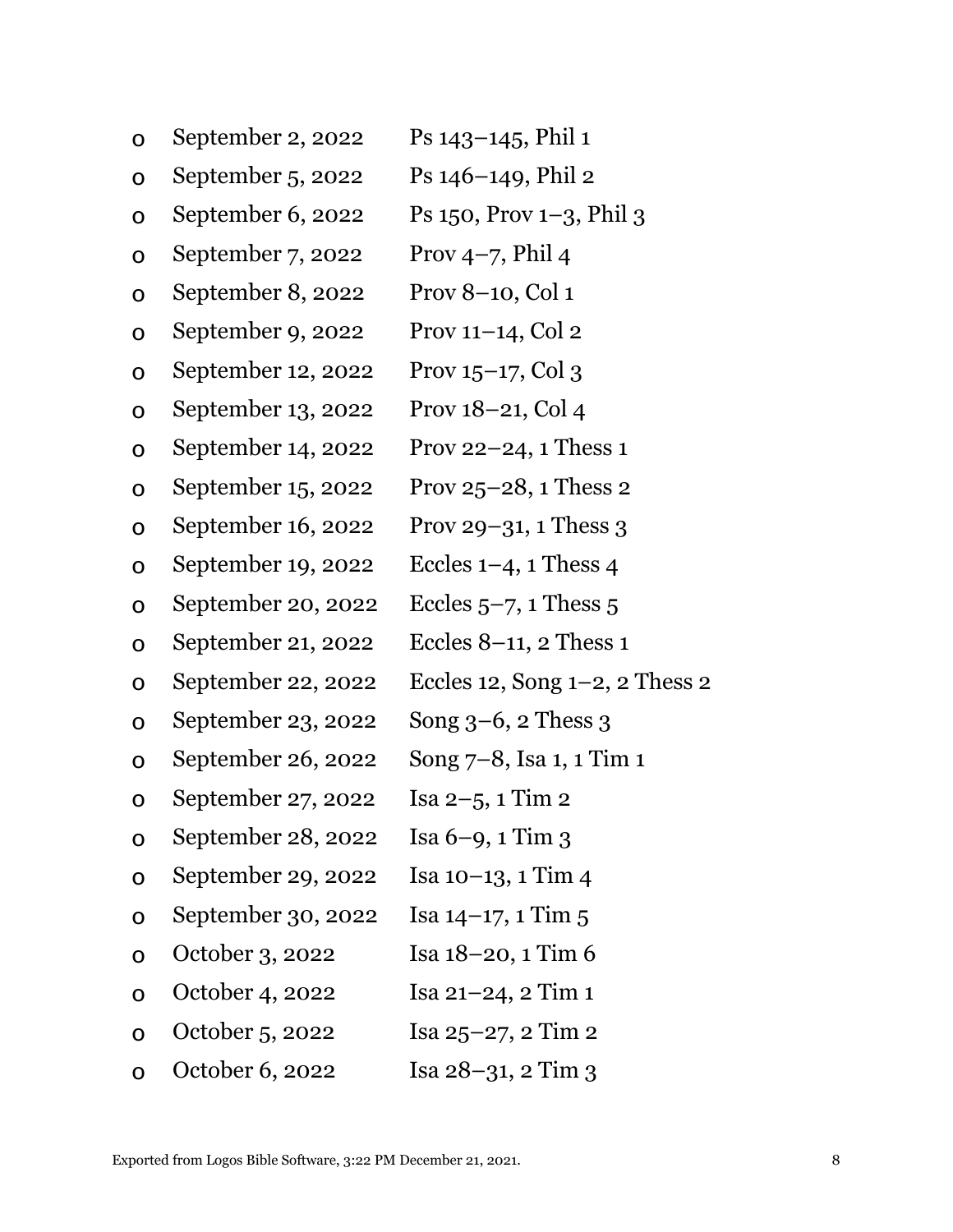- September 2, 2022 Ps 143–145, Phil 1
- September 5, 2022 Ps 146–149, Phil 2
- September 6, 2022 Ps 150, Prov 1–3, Phil 3
- September 7, 2022 Prov 4–7, Phil 4
- September 8, 2022 Prov 8–10, Col 1
- September 9, 2022 Prov 11–14, Col 2
- September 12, 2022 Prov 15–17, Col 3
- September 13, 2022 Prov 18–21, Col 4
- September 14, 2022 Prov 22–24, 1 Thess 1
- September 15, 2022 Prov 25–28, 1 Thess 2
- September 16, 2022 Prov 29–31, 1 Thess 3
- September 19, 2022 Eccles 1–4, 1 Thess 4
- September 20, 2022 Eccles 5–7, 1 Thess 5
- September 21, 2022 Eccles 8–11, 2 Thess 1
- September 22, 2022 Eccles 12, Song 1–2, 2 Thess 2
- September 23, 2022 Song 3–6, 2 Thess 3
- September 26, 2022 Song 7–8, Isa 1, 1 Tim 1
- September 27, 2022 Isa 2–5, 1 Tim 2
- September 28, 2022 Isa 6–9, 1 Tim 3
- September 29, 2022 Isa 10–13, 1 Tim 4
- September 30, 2022 Isa 14–17, 1 Tim 5
- October 3, 2022 Isa 18–20, 1 Tim 6
- October 4, 2022 Isa 21–24, 2 Tim 1
- October 5, 2022 Isa 25–27, 2 Tim 2
- October 6, 2022 Isa 28–31, 2 Tim 3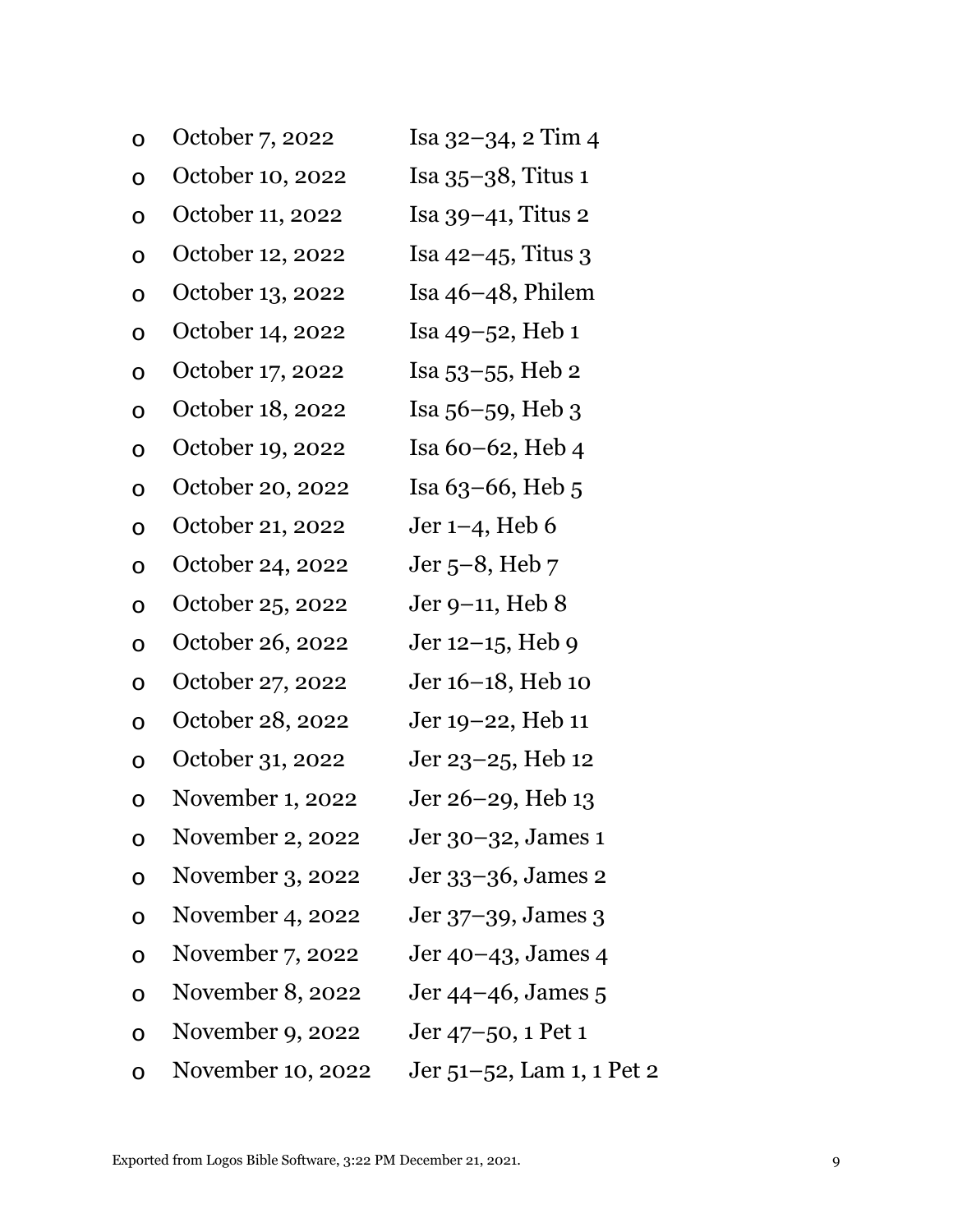- October 7, 2022 Isa 32–34, 2 Tim 4
- October 10, 2022 Isa 35–38, Titus 1
- October 11, 2022 Isa 39–41, Titus 2
- October 12, 2022 Isa 42–45, Titus 3
- October 13, 2022 Isa 46–48, Philem
- October 14, 2022 Isa 49–52, Heb 1
- October 17, 2022 Isa 53–55, Heb 2
- October 18, 2022 Isa 56–59, Heb 3
- October 19, 2022 Isa 60–62, Heb 4
- October 20, 2022 Isa 63–66, Heb 5
- October 21, 2022 Jer 1–4, Heb 6
- October 24, 2022 Jer 5–8, Heb 7
- October 25, 2022 Jer 9–11, Heb 8
- October 26, 2022 Jer 12–15, Heb 9
- October 27, 2022 Jer 16–18, Heb 10
- October 28, 2022 Jer 19–22, Heb 11
- October 31, 2022 Jer 23–25, Heb 12
- November 1, 2022 Jer 26–29, Heb 13
- November 2, 2022 Jer 30–32, James 1
- November 3, 2022 Jer 33–36, James 2
- November 4, 2022 Jer 37–39, James 3
- November 7, 2022 Jer 40–43, James 4
- November 8, 2022 Jer 44–46, James 5
- November 9, 2022 Jer 47–50, 1 Pet 1
- November 10, 2022 Jer 51–52, Lam 1, 1 Pet 2

Exported from Logos Bible Software, 3:22 PM December 21, 2021.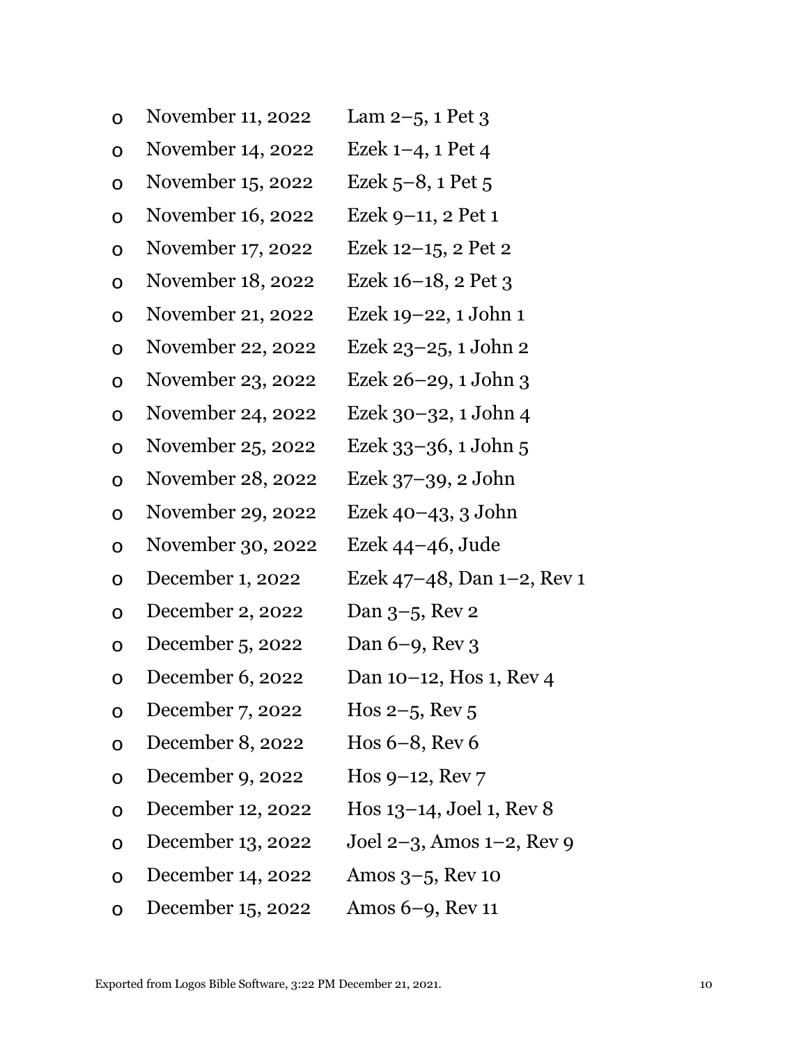- November 11, 2022 Lam 2–5, 1 Pet 3
- November 14, 2022 Ezek 1–4, 1 Pet 4
- November 15, 2022 Ezek 5–8, 1 Pet 5
- November 16, 2022 Ezek 9–11, 2 Pet 1
- November 17, 2022 Ezek 12–15, 2 Pet 2
- November 18, 2022 Ezek 16–18, 2 Pet 3
- November 21, 2022 Ezek 19–22, 1 John 1
- November 22, 2022 Ezek 23–25, 1 John 2
- November 23, 2022 Ezek 26–29, 1 John 3
- November 24, 2022 Ezek 30–32, 1 John 4
- November 25, 2022 Ezek 33–36, 1 John 5
- November 28, 2022 Ezek 37–39, 2 John
- November 29, 2022 Ezek 40–43, 3 John
- November 30, 2022 Ezek 44–46, Jude
- December 1, 2022 Ezek 47–48, Dan 1–2, Rev 1
- December 2, 2022 Dan 3–5, Rev 2
- December 5, 2022 Dan 6–9, Rev 3
- December 6, 2022 Dan 10–12, Hos 1, Rev 4
- December 7, 2022 Hos 2–5, Rev 5
- December 8, 2022 Hos 6–8, Rev 6
- December 9, 2022 Hos 9–12, Rev 7
- December 12, 2022 Hos 13–14, Joel 1, Rev 8
- December 13, 2022 Joel 2–3, Amos 1–2, Rev 9
- December 14, 2022 Amos 3–5, Rev 10
- December 15, 2022 Amos 6–9, Rev 11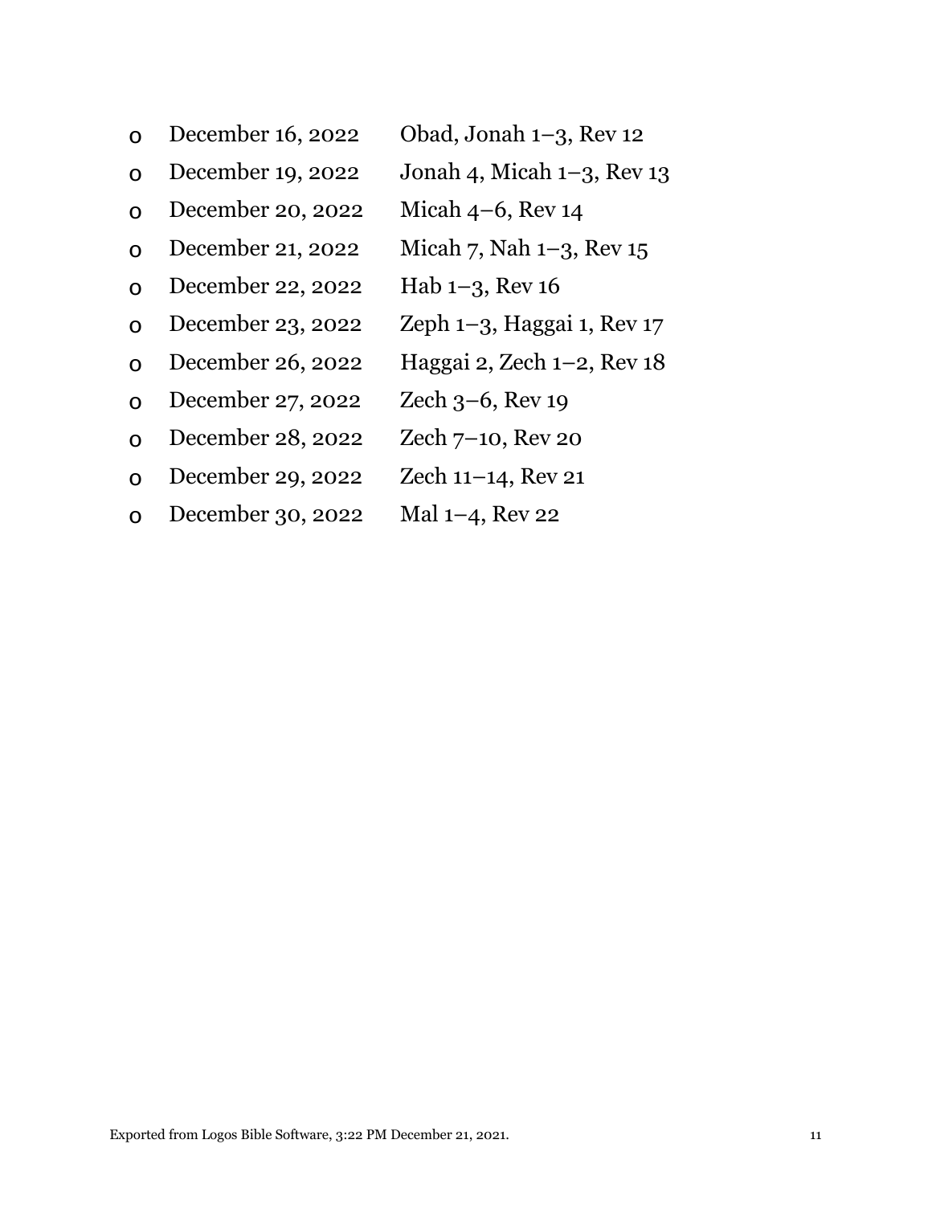- December 16, 2022 Obad, Jonah 1–3, Rev 12
- December 19, 2022 Jonah 4, Micah 1–3, Rev 13
- December 20, 2022 Micah 4–6, Rev 14
- December 21, 2022 Micah 7, Nah 1–3, Rev 15
- December 22, 2022 Hab 1–3, Rev 16
- December 23, 2022 Zeph 1–3, Haggai 1, Rev 17
- December 26, 2022 Haggai 2, Zech 1–2, Rev 18
- December 27, 2022 Zech 3–6, Rev 19
- December 28, 2022 Zech 7–10, Rev 20
- December 29, 2022 Zech 11–14, Rev 21
- December 30, 2022 Mal 1–4, Rev 22